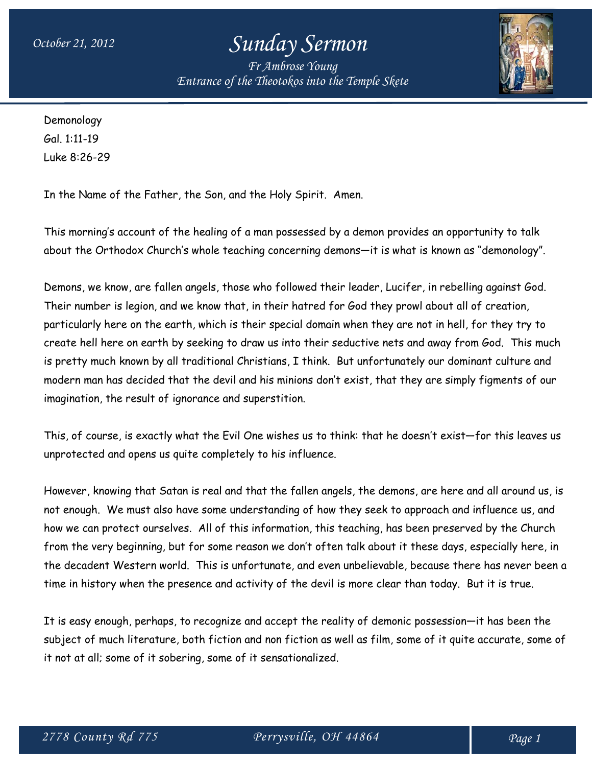# Sunday Sermon

*October 21, 2012*

*Fr Ambrose Young*
*Entrance of the Theotokos into the Temple Skete*

Demonology
Gal. 1:11-19
Luke 8:26-29

In the Name of the Father, the Son, and the Holy Spirit. Amen.

This morning's account of the healing of a man possessed by a demon provides an opportunity to talk about the Orthodox Church's whole teaching concerning demons—it is what is known as "demonology".

Demons, we know, are fallen angels, those who followed their leader, Lucifer, in rebelling against God. Their number is legion, and we know that, in their hatred for God they prowl about all of creation, particularly here on the earth, which is their special domain when they are not in hell, for they try to create hell here on earth by seeking to draw us into their seductive nets and away from God. This much is pretty much known by all traditional Christians, I think. But unfortunately our dominant culture and modern man has decided that the devil and his minions don't exist, that they are simply figments of our imagination, the result of ignorance and superstition.

This, of course, is exactly what the Evil One wishes us to think: that he doesn't exist—for this leaves us unprotected and opens us quite completely to his influence.

However, knowing that Satan is real and that the fallen angels, the demons, are here and all around us, is not enough. We must also have some understanding of how they seek to approach and influence us, and how we can protect ourselves. All of this information, this teaching, has been preserved by the Church from the very beginning, but for some reason we don't often talk about it these days, especially here, in the decadent Western world. This is unfortunate, and even unbelievable, because there has never been a time in history when the presence and activity of the devil is more clear than today. But it is true.

It is easy enough, perhaps, to recognize and accept the reality of demonic possession—it has been the subject of much literature, both fiction and non fiction as well as film, some of it quite accurate, some of it not at all; some of it sobering, some of it sensationalized.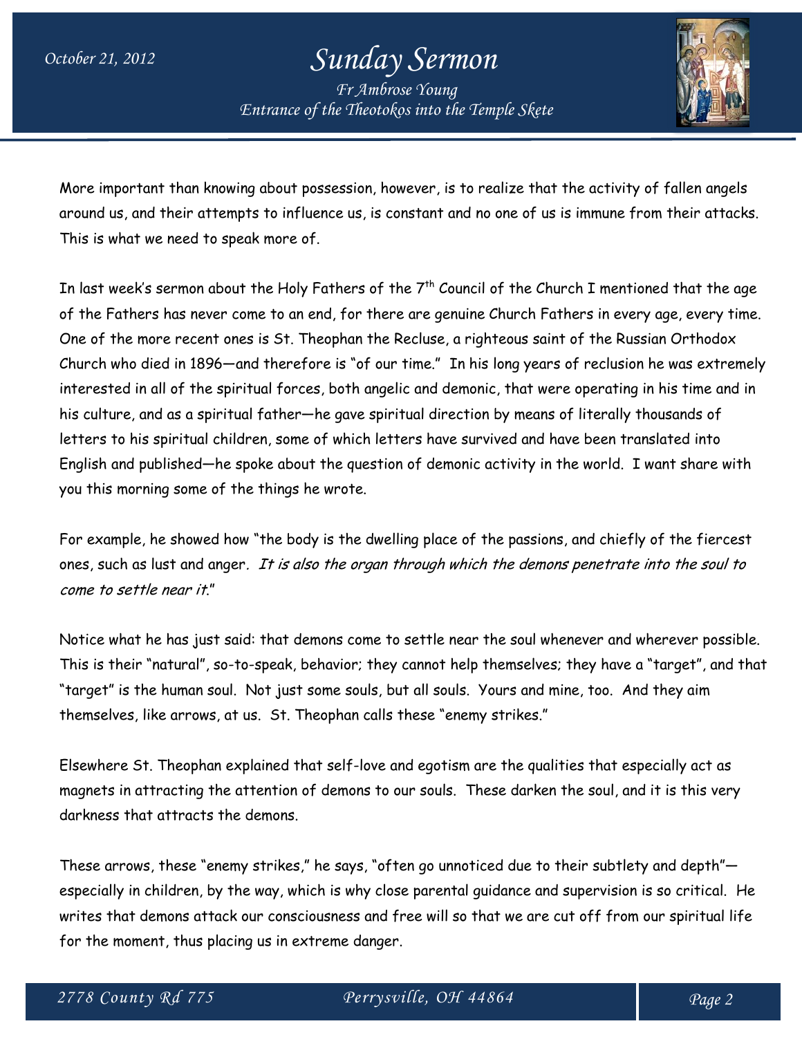More important than knowing about possession, however, is to realize that the activity of fallen angels around us, and their attempts to influence us, is constant and no one of us is immune from their attacks. This is what we need to speak more of.

In last week's sermon about the Holy Fathers of the 7th Council of the Church I mentioned that the age of the Fathers has never come to an end, for there are genuine Church Fathers in every age, every time. One of the more recent ones is St. Theophan the Recluse, a righteous saint of the Russian Orthodox Church who died in 1896—and therefore is "of our time." In his long years of reclusion he was extremely interested in all of the spiritual forces, both angelic and demonic, that were operating in his time and in his culture, and as a spiritual father—he gave spiritual direction by means of literally thousands of letters to his spiritual children, some of which letters have survived and have been translated into English and published—he spoke about the question of demonic activity in the world. I want share with you this morning some of the things he wrote.

For example, he showed how "the body is the dwelling place of the passions, and chiefly of the fiercest ones, such as lust and anger. *It is also the organ through which the demons penetrate into the soul to come to settle near it*."

Notice what he has just said: that demons come to settle near the soul whenever and wherever possible. This is their "natural", so-to-speak, behavior; they cannot help themselves; they have a "target", and that "target" is the human soul. Not just some souls, but all souls. Yours and mine, too. And they aim themselves, like arrows, at us. St. Theophan calls these "enemy strikes."

Elsewhere St. Theophan explained that self-love and egotism are the qualities that especially act as magnets in attracting the attention of demons to our souls. These darken the soul, and it is this very darkness that attracts the demons.

These arrows, these "enemy strikes," he says, "often go unnoticed due to their subtlety and depth"—especially in children, by the way, which is why close parental guidance and supervision is so critical. He writes that demons attack our consciousness and free will so that we are cut off from our spiritual life for the moment, thus placing us in extreme danger.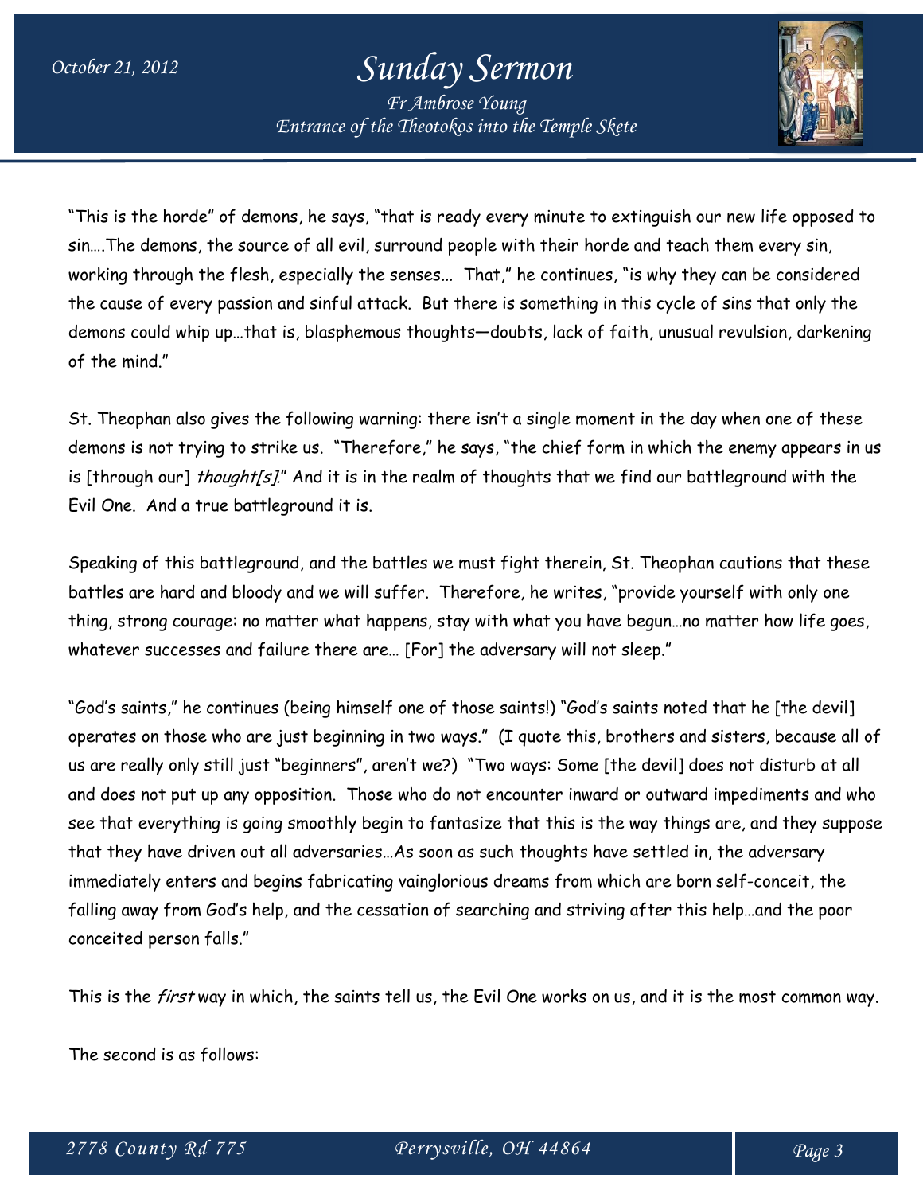"This is the horde" of demons, he says, "that is ready every minute to extinguish our new life opposed to sin….The demons, the source of all evil, surround people with their horde and teach them every sin, working through the flesh, especially the senses... That," he continues, "is why they can be considered the cause of every passion and sinful attack. But there is something in this cycle of sins that only the demons could whip up…that is, blasphemous thoughts—doubts, lack of faith, unusual revulsion, darkening of the mind."

St. Theophan also gives the following warning: there isn't a single moment in the day when one of these demons is not trying to strike us. "Therefore," he says, "the chief form in which the enemy appears in us is [through our] *thought[s]*." And it is in the realm of thoughts that we find our battleground with the Evil One. And a true battleground it is.

Speaking of this battleground, and the battles we must fight therein, St. Theophan cautions that these battles are hard and bloody and we will suffer. Therefore, he writes, "provide yourself with only one thing, strong courage: no matter what happens, stay with what you have begun…no matter how life goes, whatever successes and failure there are… [For] the adversary will not sleep."

"God's saints," he continues (being himself one of those saints!) "God's saints noted that he [the devil] operates on those who are just beginning in two ways." (I quote this, brothers and sisters, because all of us are really only still just "beginners", aren't we?) "Two ways: Some [the devil] does not disturb at all and does not put up any opposition. Those who do not encounter inward or outward impediments and who see that everything is going smoothly begin to fantasize that this is the way things are, and they suppose that they have driven out all adversaries…As soon as such thoughts have settled in, the adversary immediately enters and begins fabricating vainglorious dreams from which are born self-conceit, the falling away from God's help, and the cessation of searching and striving after this help…and the poor conceited person falls."

This is the *first* way in which, the saints tell us, the Evil One works on us, and it is the most common way.

The second is as follows: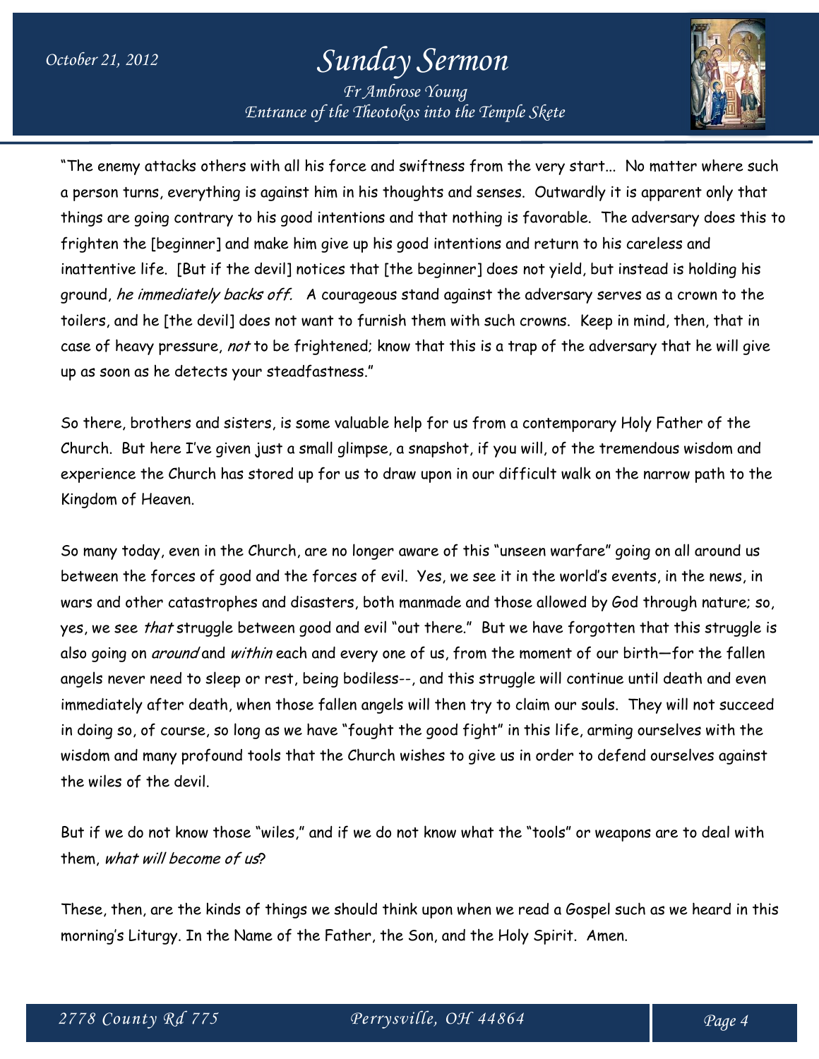"The enemy attacks others with all his force and swiftness from the very start... No matter where such a person turns, everything is against him in his thoughts and senses. Outwardly it is apparent only that things are going contrary to his good intentions and that nothing is favorable. The adversary does this to frighten the [beginner] and make him give up his good intentions and return to his careless and inattentive life. [But if the devil] notices that [the beginner] does not yield, but instead is holding his ground, *he immediately backs off.* A courageous stand against the adversary serves as a crown to the toilers, and he [the devil] does not want to furnish them with such crowns. Keep in mind, then, that in case of heavy pressure, *not* to be frightened; know that this is a trap of the adversary that he will give up as soon as he detects your steadfastness."

So there, brothers and sisters, is some valuable help for us from a contemporary Holy Father of the Church. But here I've given just a small glimpse, a snapshot, if you will, of the tremendous wisdom and experience the Church has stored up for us to draw upon in our difficult walk on the narrow path to the Kingdom of Heaven.

So many today, even in the Church, are no longer aware of this "unseen warfare" going on all around us between the forces of good and the forces of evil. Yes, we see it in the world's events, in the news, in wars and other catastrophes and disasters, both manmade and those allowed by God through nature; so, yes, we see *that* struggle between good and evil "out there." But we have forgotten that this struggle is also going on *around* and *within* each and every one of us, from the moment of our birth—for the fallen angels never need to sleep or rest, being bodiless--, and this struggle will continue until death and even immediately after death, when those fallen angels will then try to claim our souls. They will not succeed in doing so, of course, so long as we have "fought the good fight" in this life, arming ourselves with the wisdom and many profound tools that the Church wishes to give us in order to defend ourselves against the wiles of the devil.

But if we do not know those "wiles," and if we do not know what the "tools" or weapons are to deal with them, *what will become of us?*

These, then, are the kinds of things we should think upon when we read a Gospel such as we heard in this morning's Liturgy. In the Name of the Father, the Son, and the Holy Spirit. Amen.